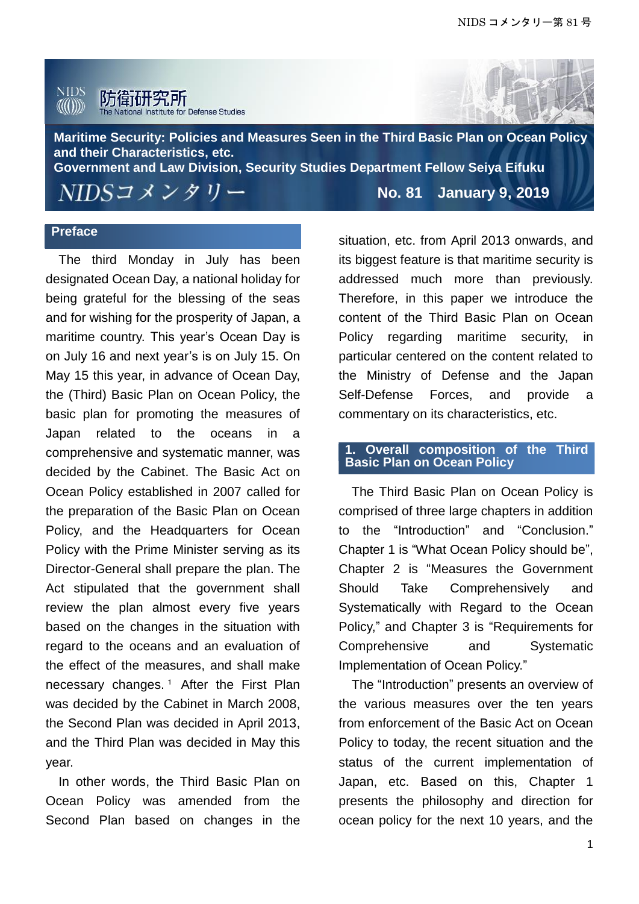NIDS 防衛研究所 The National Institute for Defense Studies

# Maritime Security: Policies and Measures Seen in the Third Basic Plan on Ocean Policy and their Characteristics, etc.

**Government and Law Division, Security Studies Department Fellow Seiya Eifuku**

NIDSコメンタリー **No. 81 January 9, 2019**

## Preface

The third Monday in July has been designated Ocean Day, a national holiday for being grateful for the blessing of the seas and for wishing for the prosperity of Japan, a maritime country. This year's Ocean Day is on July 16 and next year's is on July 15. On May 15 this year, in advance of Ocean Day, the (Third) Basic Plan on Ocean Policy, the basic plan for promoting the measures of Japan related to the oceans in a comprehensive and systematic manner, was decided by the Cabinet. The Basic Act on Ocean Policy established in 2007 called for the preparation of the Basic Plan on Ocean Policy, and the Headquarters for Ocean Policy with the Prime Minister serving as its Director-General shall prepare the plan. The Act stipulated that the government shall review the plan almost every five years based on the changes in the situation with regard to the oceans and an evaluation of the effect of the measures, and shall make necessary changes.[1] After the First Plan was decided by the Cabinet in March 2008, the Second Plan was decided in April 2013, and the Third Plan was decided in May this year.

In other words, the Third Basic Plan on Ocean Policy was amended from the Second Plan based on changes in the situation, etc. from April 2013 onwards, and its biggest feature is that maritime security is addressed much more than previously. Therefore, in this paper we introduce the content of the Third Basic Plan on Ocean Policy regarding maritime security, in particular centered on the content related to the Ministry of Defense and the Japan Self-Defense Forces, and provide a commentary on its characteristics, etc.

## 1. Overall composition of the Third Basic Plan on Ocean Policy

The Third Basic Plan on Ocean Policy is comprised of three large chapters in addition to the "Introduction" and "Conclusion." Chapter 1 is "What Ocean Policy should be", Chapter 2 is "Measures the Government Should Take Comprehensively and Systematically with Regard to the Ocean Policy," and Chapter 3 is "Requirements for Comprehensive and Systematic Implementation of Ocean Policy."

The "Introduction" presents an overview of the various measures over the ten years from enforcement of the Basic Act on Ocean Policy to today, the recent situation and the status of the current implementation of Japan, etc. Based on this, Chapter 1 presents the philosophy and direction for ocean policy for the next 10 years, and the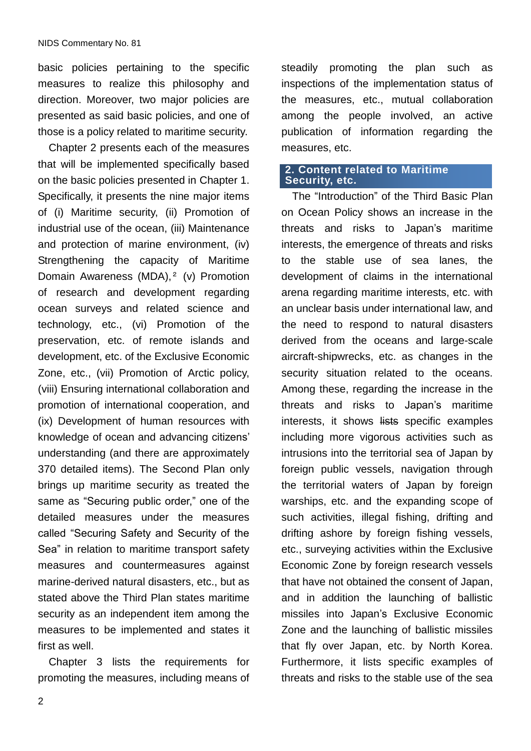basic policies pertaining to the specific measures to realize this philosophy and direction. Moreover, two major policies are presented as said basic policies, and one of those is a policy related to maritime security.

Chapter 2 presents each of the measures that will be implemented specifically based on the basic policies presented in Chapter 1. Specifically, it presents the nine major items of (i) Maritime security, (ii) Promotion of industrial use of the ocean, (iii) Maintenance and protection of marine environment, (iv) Strengthening the capacity of Maritime Domain Awareness (MDA),[2] (v) Promotion of research and development regarding ocean surveys and related science and technology, etc., (vi) Promotion of the preservation, etc. of remote islands and development, etc. of the Exclusive Economic Zone, etc., (vii) Promotion of Arctic policy, (viii) Ensuring international collaboration and promotion of international cooperation, and (ix) Development of human resources with knowledge of ocean and advancing citizens' understanding (and there are approximately 370 detailed items). The Second Plan only brings up maritime security as treated the same as "Securing public order," one of the detailed measures under the measures called "Securing Safety and Security of the Sea" in relation to maritime transport safety measures and countermeasures against marine-derived natural disasters, etc., but as stated above the Third Plan states maritime security as an independent item among the measures to be implemented and states it first as well.

Chapter 3 lists the requirements for promoting the measures, including means of steadily promoting the plan such as inspections of the implementation status of the measures, etc., mutual collaboration among the people involved, an active publication of information regarding the measures, etc.

## 2. Content related to Maritime Security, etc.

The "Introduction" of the Third Basic Plan on Ocean Policy shows an increase in the threats and risks to Japan's maritime interests, the emergence of threats and risks to the stable use of sea lanes, the development of claims in the international arena regarding maritime interests, etc. with an unclear basis under international law, and the need to respond to natural disasters derived from the oceans and large-scale aircraft-shipwrecks, etc. as changes in the security situation related to the oceans. Among these, regarding the increase in the threats and risks to Japan's maritime interests, it shows ~~lists~~ specific examples including more vigorous activities such as intrusions into the territorial sea of Japan by foreign public vessels, navigation through the territorial waters of Japan by foreign warships, etc. and the expanding scope of such activities, illegal fishing, drifting and drifting ashore by foreign fishing vessels, etc., surveying activities within the Exclusive Economic Zone by foreign research vessels that have not obtained the consent of Japan, and in addition the launching of ballistic missiles into Japan's Exclusive Economic Zone and the launching of ballistic missiles that fly over Japan, etc. by North Korea. Furthermore, it lists specific examples of threats and risks to the stable use of the sea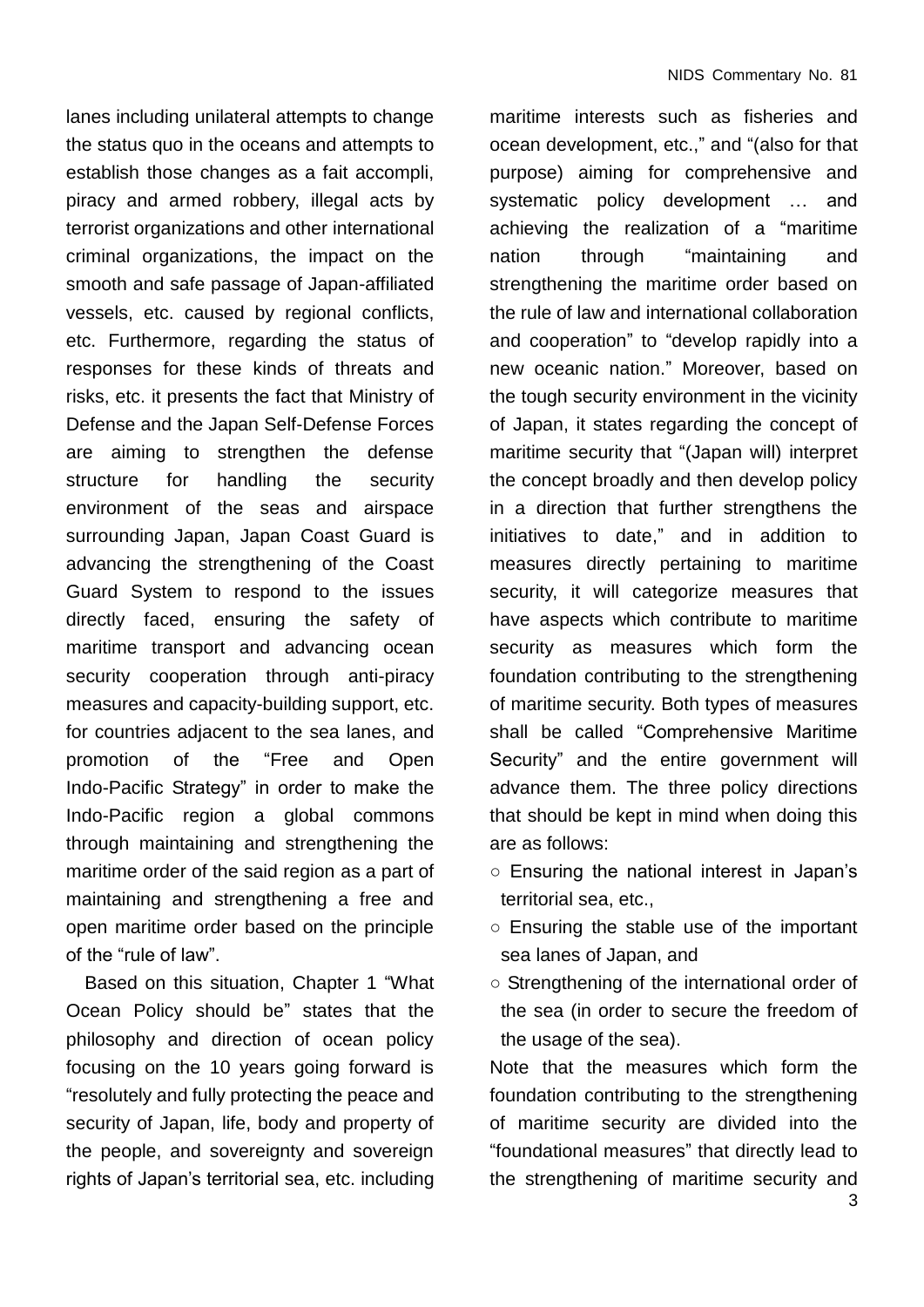lanes including unilateral attempts to change the status quo in the oceans and attempts to establish those changes as a fait accompli, piracy and armed robbery, illegal acts by terrorist organizations and other international criminal organizations, the impact on the smooth and safe passage of Japan-affiliated vessels, etc. caused by regional conflicts, etc. Furthermore, regarding the status of responses for these kinds of threats and risks, etc. it presents the fact that Ministry of Defense and the Japan Self-Defense Forces are aiming to strengthen the defense structure for handling the security environment of the seas and airspace surrounding Japan, Japan Coast Guard is advancing the strengthening of the Coast Guard System to respond to the issues directly faced, ensuring the safety of maritime transport and advancing ocean security cooperation through anti-piracy measures and capacity-building support, etc. for countries adjacent to the sea lanes, and promotion of the "Free and Open Indo-Pacific Strategy" in order to make the Indo-Pacific region a global commons through maintaining and strengthening the maritime order of the said region as a part of maintaining and strengthening a free and open maritime order based on the principle of the "rule of law".

Based on this situation, Chapter 1 "What Ocean Policy should be" states that the philosophy and direction of ocean policy focusing on the 10 years going forward is "resolutely and fully protecting the peace and security of Japan, life, body and property of the people, and sovereignty and sovereign rights of Japan's territorial sea, etc. including maritime interests such as fisheries and ocean development, etc.," and "(also for that purpose) aiming for comprehensive and systematic policy development … and achieving the realization of a "maritime nation through "maintaining and strengthening the maritime order based on the rule of law and international collaboration and cooperation" to "develop rapidly into a new oceanic nation." Moreover, based on the tough security environment in the vicinity of Japan, it states regarding the concept of maritime security that "(Japan will) interpret the concept broadly and then develop policy in a direction that further strengthens the initiatives to date," and in addition to measures directly pertaining to maritime security, it will categorize measures that have aspects which contribute to maritime security as measures which form the foundation contributing to the strengthening of maritime security. Both types of measures shall be called "Comprehensive Maritime Security" and the entire government will advance them. The three policy directions that should be kept in mind when doing this are as follows:

- ○ Ensuring the national interest in Japan's territorial sea, etc.,
- ○ Ensuring the stable use of the important sea lanes of Japan, and
- ○ Strengthening of the international order of the sea (in order to secure the freedom of the usage of the sea).

Note that the measures which form the foundation contributing to the strengthening of maritime security are divided into the "foundational measures" that directly lead to the strengthening of maritime security and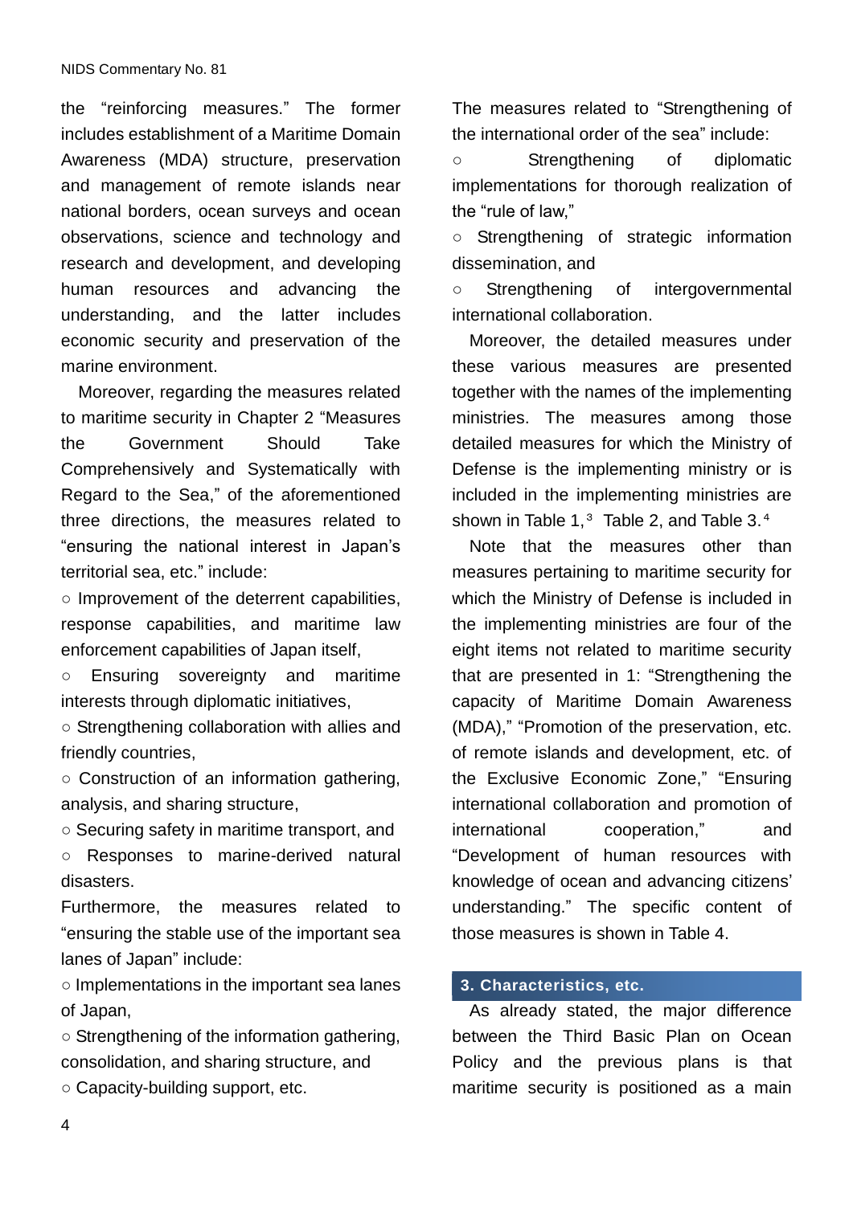the "reinforcing measures." The former includes establishment of a Maritime Domain Awareness (MDA) structure, preservation and management of remote islands near national borders, ocean surveys and ocean observations, science and technology and research and development, and developing human resources and advancing the understanding, and the latter includes economic security and preservation of the marine environment.

Moreover, regarding the measures related to maritime security in Chapter 2 "Measures the Government Should Take Comprehensively and Systematically with Regard to the Sea," of the aforementioned three directions, the measures related to "ensuring the national interest in Japan's territorial sea, etc." include:

○ Improvement of the deterrent capabilities, response capabilities, and maritime law enforcement capabilities of Japan itself,

○ Ensuring sovereignty and maritime interests through diplomatic initiatives,

○ Strengthening collaboration with allies and friendly countries,

○ Construction of an information gathering, analysis, and sharing structure,

○ Securing safety in maritime transport, and

○ Responses to marine-derived natural disasters.

Furthermore, the measures related to "ensuring the stable use of the important sea lanes of Japan" include:

○ Implementations in the important sea lanes of Japan,

○ Strengthening of the information gathering, consolidation, and sharing structure, and

○ Capacity-building support, etc.

The measures related to "Strengthening of the international order of the sea" include:

○ Strengthening of diplomatic implementations for thorough realization of the "rule of law,"

○ Strengthening of strategic information dissemination, and

○ Strengthening of intergovernmental international collaboration.

Moreover, the detailed measures under these various measures are presented together with the names of the implementing ministries. The measures among those detailed measures for which the Ministry of Defense is the implementing ministry or is included in the implementing ministries are shown in Table 1,[3] Table 2, and Table 3.[4]

Note that the measures other than measures pertaining to maritime security for which the Ministry of Defense is included in the implementing ministries are four of the eight items not related to maritime security that are presented in 1: "Strengthening the capacity of Maritime Domain Awareness (MDA)," "Promotion of the preservation, etc. of remote islands and development, etc. of the Exclusive Economic Zone," "Ensuring international collaboration and promotion of international cooperation," and "Development of human resources with knowledge of ocean and advancing citizens' understanding." The specific content of those measures is shown in Table 4.

## 3. Characteristics, etc.

As already stated, the major difference between the Third Basic Plan on Ocean Policy and the previous plans is that maritime security is positioned as a main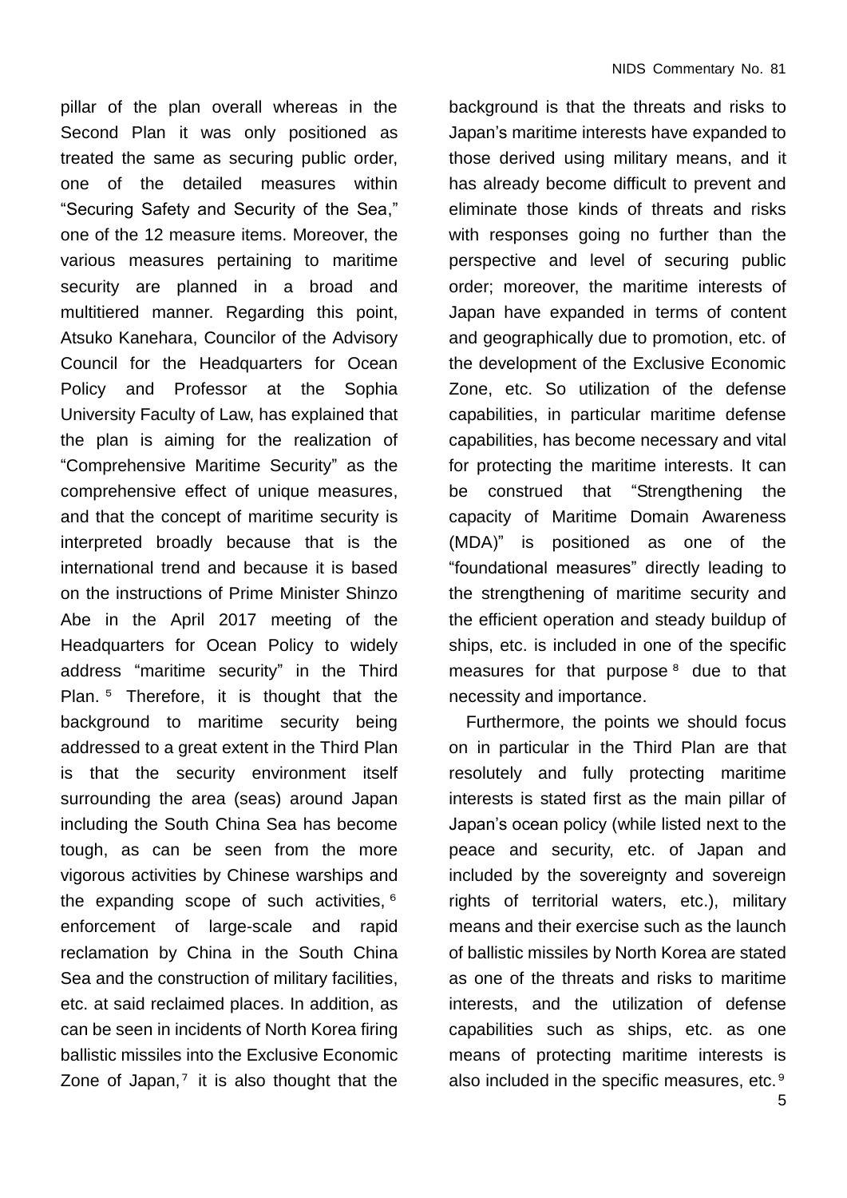pillar of the plan overall whereas in the Second Plan it was only positioned as treated the same as securing public order, one of the detailed measures within "Securing Safety and Security of the Sea," one of the 12 measure items. Moreover, the various measures pertaining to maritime security are planned in a broad and multitiered manner. Regarding this point, Atsuko Kanehara, Councilor of the Advisory Council for the Headquarters for Ocean Policy and Professor at the Sophia University Faculty of Law, has explained that the plan is aiming for the realization of "Comprehensive Maritime Security" as the comprehensive effect of unique measures, and that the concept of maritime security is interpreted broadly because that is the international trend and because it is based on the instructions of Prime Minister Shinzo Abe in the April 2017 meeting of the Headquarters for Ocean Policy to widely address "maritime security" in the Third Plan.[5] Therefore, it is thought that the background to maritime security being addressed to a great extent in the Third Plan is that the security environment itself surrounding the area (seas) around Japan including the South China Sea has become tough, as can be seen from the more vigorous activities by Chinese warships and the expanding scope of such activities,[6] enforcement of large-scale and rapid reclamation by China in the South China Sea and the construction of military facilities, etc. at said reclaimed places. In addition, as can be seen in incidents of North Korea firing ballistic missiles into the Exclusive Economic Zone of Japan,[7] it is also thought that the background is that the threats and risks to Japan's maritime interests have expanded to those derived using military means, and it has already become difficult to prevent and eliminate those kinds of threats and risks with responses going no further than the perspective and level of securing public order; moreover, the maritime interests of Japan have expanded in terms of content and geographically due to promotion, etc. of the development of the Exclusive Economic Zone, etc. So utilization of the defense capabilities, in particular maritime defense capabilities, has become necessary and vital for protecting the maritime interests. It can be construed that "Strengthening the capacity of Maritime Domain Awareness (MDA)" is positioned as one of the "foundational measures" directly leading to the strengthening of maritime security and the efficient operation and steady buildup of ships, etc. is included in one of the specific measures for that purpose[8] due to that necessity and importance.

Furthermore, the points we should focus on in particular in the Third Plan are that resolutely and fully protecting maritime interests is stated first as the main pillar of Japan's ocean policy (while listed next to the peace and security, etc. of Japan and included by the sovereignty and sovereign rights of territorial waters, etc.), military means and their exercise such as the launch of ballistic missiles by North Korea are stated as one of the threats and risks to maritime interests, and the utilization of defense capabilities such as ships, etc. as one means of protecting maritime interests is also included in the specific measures, etc.[9]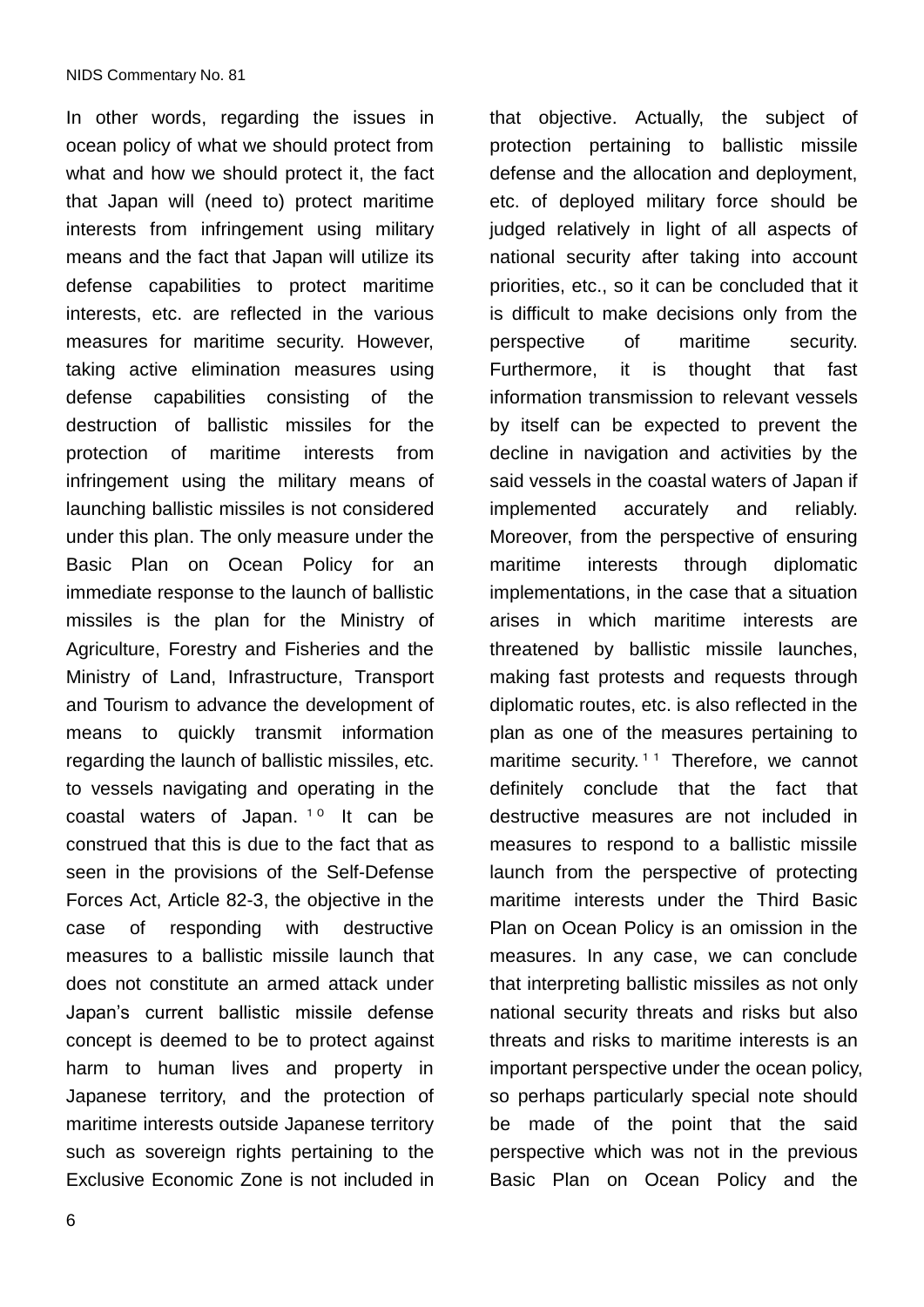In other words, regarding the issues in ocean policy of what we should protect from what and how we should protect it, the fact that Japan will (need to) protect maritime interests from infringement using military means and the fact that Japan will utilize its defense capabilities to protect maritime interests, etc. are reflected in the various measures for maritime security. However, taking active elimination measures using defense capabilities consisting of the destruction of ballistic missiles for the protection of maritime interests from infringement using the military means of launching ballistic missiles is not considered under this plan. The only measure under the Basic Plan on Ocean Policy for an immediate response to the launch of ballistic missiles is the plan for the Ministry of Agriculture, Forestry and Fisheries and the Ministry of Land, Infrastructure, Transport and Tourism to advance the development of means to quickly transmit information regarding the launch of ballistic missiles, etc. to vessels navigating and operating in the coastal waters of Japan.[10] It can be construed that this is due to the fact that as seen in the provisions of the Self-Defense Forces Act, Article 82-3, the objective in the case of responding with destructive measures to a ballistic missile launch that does not constitute an armed attack under Japan's current ballistic missile defense concept is deemed to be to protect against harm to human lives and property in Japanese territory, and the protection of maritime interests outside Japanese territory such as sovereign rights pertaining to the Exclusive Economic Zone is not included in that objective. Actually, the subject of protection pertaining to ballistic missile defense and the allocation and deployment, etc. of deployed military force should be judged relatively in light of all aspects of national security after taking into account priorities, etc., so it can be concluded that it is difficult to make decisions only from the perspective of maritime security. Furthermore, it is thought that fast information transmission to relevant vessels by itself can be expected to prevent the decline in navigation and activities by the said vessels in the coastal waters of Japan if implemented accurately and reliably. Moreover, from the perspective of ensuring maritime interests through diplomatic implementations, in the case that a situation arises in which maritime interests are threatened by ballistic missile launches, making fast protests and requests through diplomatic routes, etc. is also reflected in the plan as one of the measures pertaining to maritime security.[11] Therefore, we cannot definitely conclude that the fact that destructive measures are not included in measures to respond to a ballistic missile launch from the perspective of protecting maritime interests under the Third Basic Plan on Ocean Policy is an omission in the measures. In any case, we can conclude that interpreting ballistic missiles as not only national security threats and risks but also threats and risks to maritime interests is an important perspective under the ocean policy, so perhaps particularly special note should be made of the point that the said perspective which was not in the previous Basic Plan on Ocean Policy and the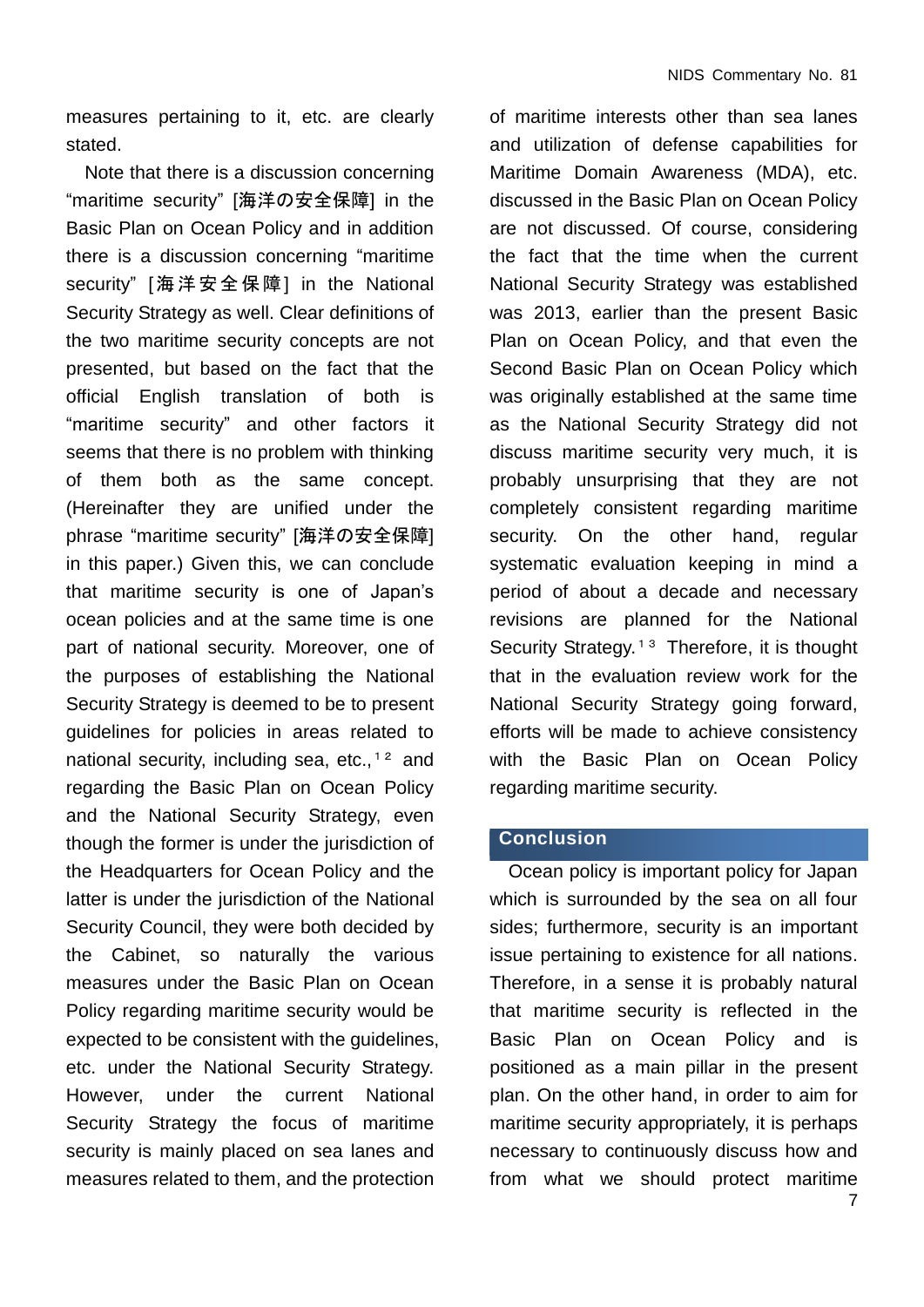measures pertaining to it, etc. are clearly stated.

Note that there is a discussion concerning "maritime security" [海洋の安全保障] in the Basic Plan on Ocean Policy and in addition there is a discussion concerning "maritime security" [海洋安全保障] in the National Security Strategy as well. Clear definitions of the two maritime security concepts are not presented, but based on the fact that the official English translation of both is "maritime security" and other factors it seems that there is no problem with thinking of them both as the same concept. (Hereinafter they are unified under the phrase "maritime security" [海洋の安全保障] in this paper.) Given this, we can conclude that maritime security is one of Japan's ocean policies and at the same time is one part of national security. Moreover, one of the purposes of establishing the National Security Strategy is deemed to be to present guidelines for policies in areas related to national security, including sea, etc.,[12] and regarding the Basic Plan on Ocean Policy and the National Security Strategy, even though the former is under the jurisdiction of the Headquarters for Ocean Policy and the latter is under the jurisdiction of the National Security Council, they were both decided by the Cabinet, so naturally the various measures under the Basic Plan on Ocean Policy regarding maritime security would be expected to be consistent with the guidelines, etc. under the National Security Strategy. However, under the current National Security Strategy the focus of maritime security is mainly placed on sea lanes and measures related to them, and the protection of maritime interests other than sea lanes and utilization of defense capabilities for Maritime Domain Awareness (MDA), etc. discussed in the Basic Plan on Ocean Policy are not discussed. Of course, considering the fact that the time when the current National Security Strategy was established was 2013, earlier than the present Basic Plan on Ocean Policy, and that even the Second Basic Plan on Ocean Policy which was originally established at the same time as the National Security Strategy did not discuss maritime security very much, it is probably unsurprising that they are not completely consistent regarding maritime security. On the other hand, regular systematic evaluation keeping in mind a period of about a decade and necessary revisions are planned for the National Security Strategy.[13] Therefore, it is thought that in the evaluation review work for the National Security Strategy going forward, efforts will be made to achieve consistency with the Basic Plan on Ocean Policy regarding maritime security.

## Conclusion

Ocean policy is important policy for Japan which is surrounded by the sea on all four sides; furthermore, security is an important issue pertaining to existence for all nations. Therefore, in a sense it is probably natural that maritime security is reflected in the Basic Plan on Ocean Policy and is positioned as a main pillar in the present plan. On the other hand, in order to aim for maritime security appropriately, it is perhaps necessary to continuously discuss how and from what we should protect maritime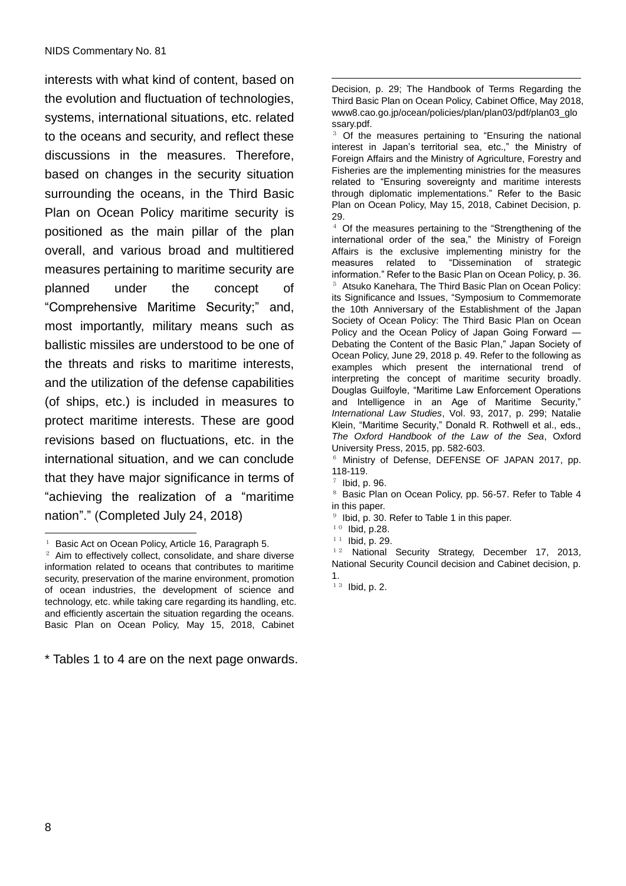interests with what kind of content, based on the evolution and fluctuation of technologies, systems, international situations, etc. related to the oceans and security, and reflect these discussions in the measures. Therefore, based on changes in the security situation surrounding the oceans, in the Third Basic Plan on Ocean Policy maritime security is positioned as the main pillar of the plan overall, and various broad and multitiered measures pertaining to maritime security are planned under the concept of "Comprehensive Maritime Security;" and, most importantly, military means such as ballistic missiles are understood to be one of the threats and risks to maritime interests, and the utilization of the defense capabilities (of ships, etc.) is included in measures to protect maritime interests. These are good revisions based on fluctuations, etc. in the international situation, and we can conclude that they have major significance in terms of "achieving the realization of a "maritime nation"." (Completed July 24, 2018)

\* Tables 1 to 4 are on the next page onwards.

---

[1] Basic Act on Ocean Policy, Article 16, Paragraph 5.

[2] Aim to effectively collect, consolidate, and share diverse information related to oceans that contributes to maritime security, preservation of the marine environment, promotion of ocean industries, the development of science and technology, etc. while taking care regarding its handling, etc. and efficiently ascertain the situation regarding the oceans. Basic Plan on Ocean Policy, May 15, 2018, Cabinet Decision, p. 29; The Handbook of Terms Regarding the Third Basic Plan on Ocean Policy, Cabinet Office, May 2018, www8.cao.go.jp/ocean/policies/plan/plan03/pdf/plan03_glossary.pdf.

[3] Of the measures pertaining to "Ensuring the national interest in Japan's territorial sea, etc.," the Ministry of Foreign Affairs and the Ministry of Agriculture, Forestry and Fisheries are the implementing ministries for the measures related to "Ensuring sovereignty and maritime interests through diplomatic implementations." Refer to the Basic Plan on Ocean Policy, May 15, 2018, Cabinet Decision, p. 29.

[4] Of the measures pertaining to the "Strengthening of the international order of the sea," the Ministry of Foreign Affairs is the exclusive implementing ministry for the measures related to "Dissemination of strategic information." Refer to the Basic Plan on Ocean Policy, p. 36.

[5] Atsuko Kanehara, The Third Basic Plan on Ocean Policy: its Significance and Issues, "Symposium to Commemorate the 10th Anniversary of the Establishment of the Japan Society of Ocean Policy: The Third Basic Plan on Ocean Policy and the Ocean Policy of Japan Going Forward — Debating the Content of the Basic Plan," Japan Society of Ocean Policy, June 29, 2018 p. 49. Refer to the following as examples which present the international trend of interpreting the concept of maritime security broadly. Douglas Guilfoyle, "Maritime Law Enforcement Operations and Intelligence in an Age of Maritime Security," *International Law Studies*, Vol. 93, 2017, p. 299; Natalie Klein, "Maritime Security," Donald R. Rothwell et al., eds., *The Oxford Handbook of the Law of the Sea*, Oxford University Press, 2015, pp. 582-603.

[6] Ministry of Defense, DEFENSE OF JAPAN 2017, pp. 118-119.

[7] Ibid, p. 96.

[8] Basic Plan on Ocean Policy, pp. 56-57. Refer to Table 4 in this paper.

[9] Ibid, p. 30. Refer to Table 1 in this paper.

[10] Ibid, p.28.

[11] Ibid, p. 29.

[12] National Security Strategy, December 17, 2013, National Security Council decision and Cabinet decision, p. 1.

[13] Ibid, p. 2.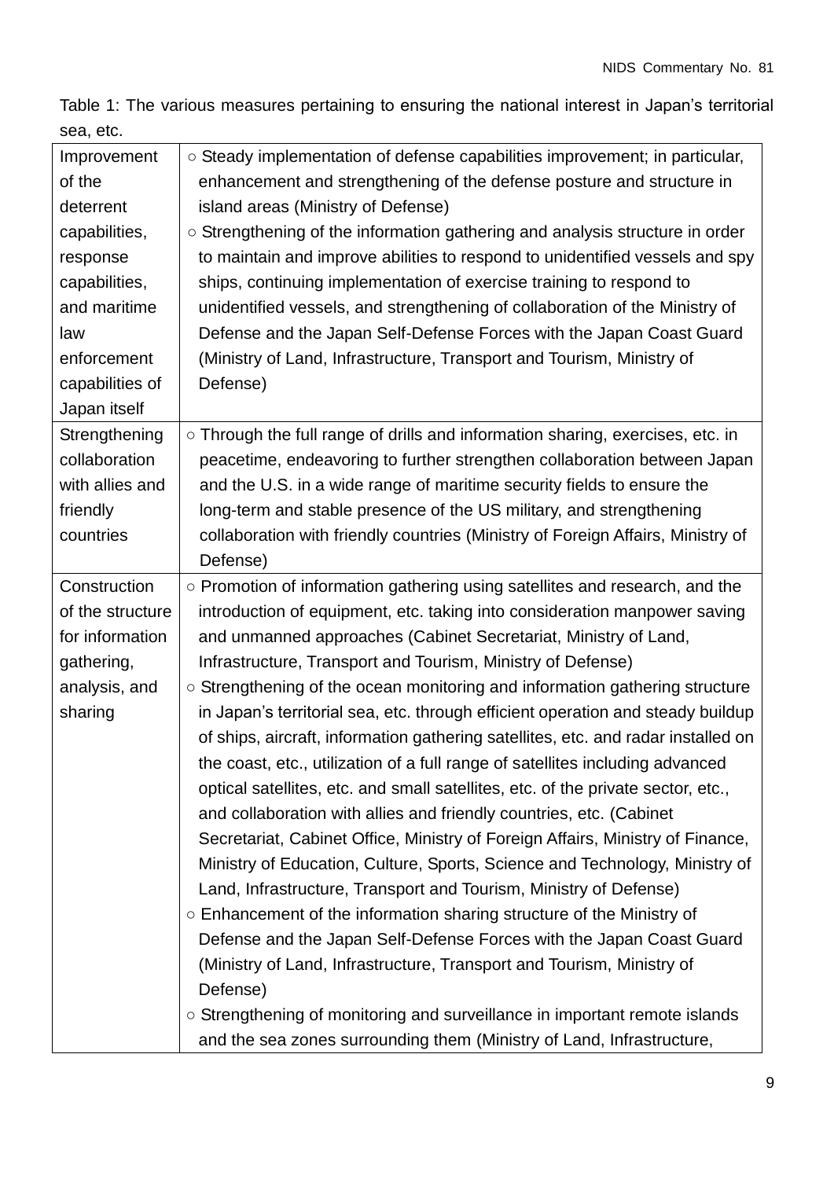Table 1: The various measures pertaining to ensuring the national interest in Japan's territorial sea, etc.

| | |
|---|---|
| Improvement of the deterrent capabilities, response capabilities, and maritime law enforcement capabilities of Japan itself | ○ Steady implementation of defense capabilities improvement; in particular, enhancement and strengthening of the defense posture and structure in island areas (Ministry of Defense)<br>○ Strengthening of the information gathering and analysis structure in order to maintain and improve abilities to respond to unidentified vessels and spy ships, continuing implementation of exercise training to respond to unidentified vessels, and strengthening of collaboration of the Ministry of Defense and the Japan Self-Defense Forces with the Japan Coast Guard (Ministry of Land, Infrastructure, Transport and Tourism, Ministry of Defense) |
| Strengthening collaboration with allies and friendly countries | ○ Through the full range of drills and information sharing, exercises, etc. in peacetime, endeavoring to further strengthen collaboration between Japan and the U.S. in a wide range of maritime security fields to ensure the long-term and stable presence of the US military, and strengthening collaboration with friendly countries (Ministry of Foreign Affairs, Ministry of Defense) |
| Construction of the structure for information gathering, analysis, and sharing | ○ Promotion of information gathering using satellites and research, and the introduction of equipment, etc. taking into consideration manpower saving and unmanned approaches (Cabinet Secretariat, Ministry of Land, Infrastructure, Transport and Tourism, Ministry of Defense)<br>○ Strengthening of the ocean monitoring and information gathering structure in Japan's territorial sea, etc. through efficient operation and steady buildup of ships, aircraft, information gathering satellites, etc. and radar installed on the coast, etc., utilization of a full range of satellites including advanced optical satellites, etc. and small satellites, etc. of the private sector, etc., and collaboration with allies and friendly countries, etc. (Cabinet Secretariat, Cabinet Office, Ministry of Foreign Affairs, Ministry of Finance, Ministry of Education, Culture, Sports, Science and Technology, Ministry of Land, Infrastructure, Transport and Tourism, Ministry of Defense)<br>○ Enhancement of the information sharing structure of the Ministry of Defense and the Japan Self-Defense Forces with the Japan Coast Guard (Ministry of Land, Infrastructure, Transport and Tourism, Ministry of Defense)<br>○ Strengthening of monitoring and surveillance in important remote islands and the sea zones surrounding them (Ministry of Land, Infrastructure, |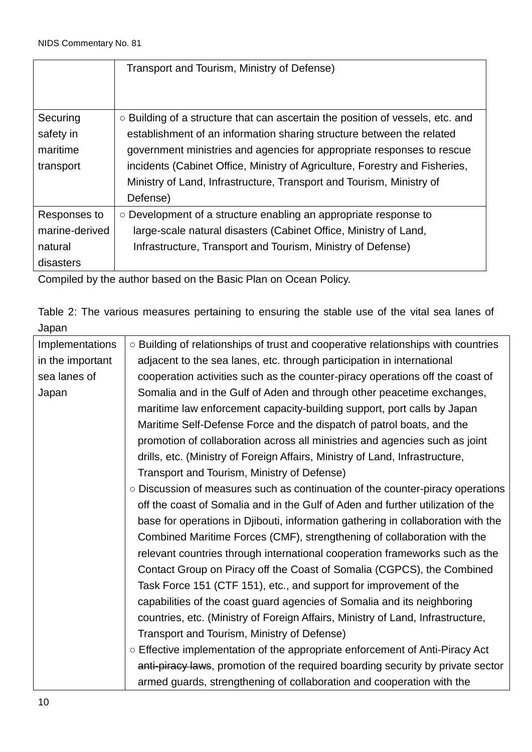| | |
|---|---|
| | Transport and Tourism, Ministry of Defense) |
| Securing safety in maritime transport | ○ Building of a structure that can ascertain the position of vessels, etc. and establishment of an information sharing structure between the related government ministries and agencies for appropriate responses to rescue incidents (Cabinet Office, Ministry of Agriculture, Forestry and Fisheries, Ministry of Land, Infrastructure, Transport and Tourism, Ministry of Defense) |
| Responses to marine-derived natural disasters | ○ Development of a structure enabling an appropriate response to large-scale natural disasters (Cabinet Office, Ministry of Land, Infrastructure, Transport and Tourism, Ministry of Defense) |

Compiled by the author based on the Basic Plan on Ocean Policy.

Table 2: The various measures pertaining to ensuring the stable use of the vital sea lanes of Japan

| | |
|---|---|
| Implementations in the important sea lanes of Japan | ○ Building of relationships of trust and cooperative relationships with countries adjacent to the sea lanes, etc. through participation in international cooperation activities such as the counter-piracy operations off the coast of Somalia and in the Gulf of Aden and through other peacetime exchanges, maritime law enforcement capacity-building support, port calls by Japan Maritime Self-Defense Force and the dispatch of patrol boats, and the promotion of collaboration across all ministries and agencies such as joint drills, etc. (Ministry of Foreign Affairs, Ministry of Land, Infrastructure, Transport and Tourism, Ministry of Defense)<br>○ Discussion of measures such as continuation of the counter-piracy operations off the coast of Somalia and in the Gulf of Aden and further utilization of the base for operations in Djibouti, information gathering in collaboration with the Combined Maritime Forces (CMF), strengthening of collaboration with the relevant countries through international cooperation frameworks such as the Contact Group on Piracy off the Coast of Somalia (CGPCS), the Combined Task Force 151 (CTF 151), etc., and support for improvement of the capabilities of the coast guard agencies of Somalia and its neighboring countries, etc. (Ministry of Foreign Affairs, Ministry of Land, Infrastructure, Transport and Tourism, Ministry of Defense)<br>○ Effective implementation of the appropriate enforcement of Anti-Piracy Act ~~anti-piracy laws~~, promotion of the required boarding security by private sector armed guards, strengthening of collaboration and cooperation with the |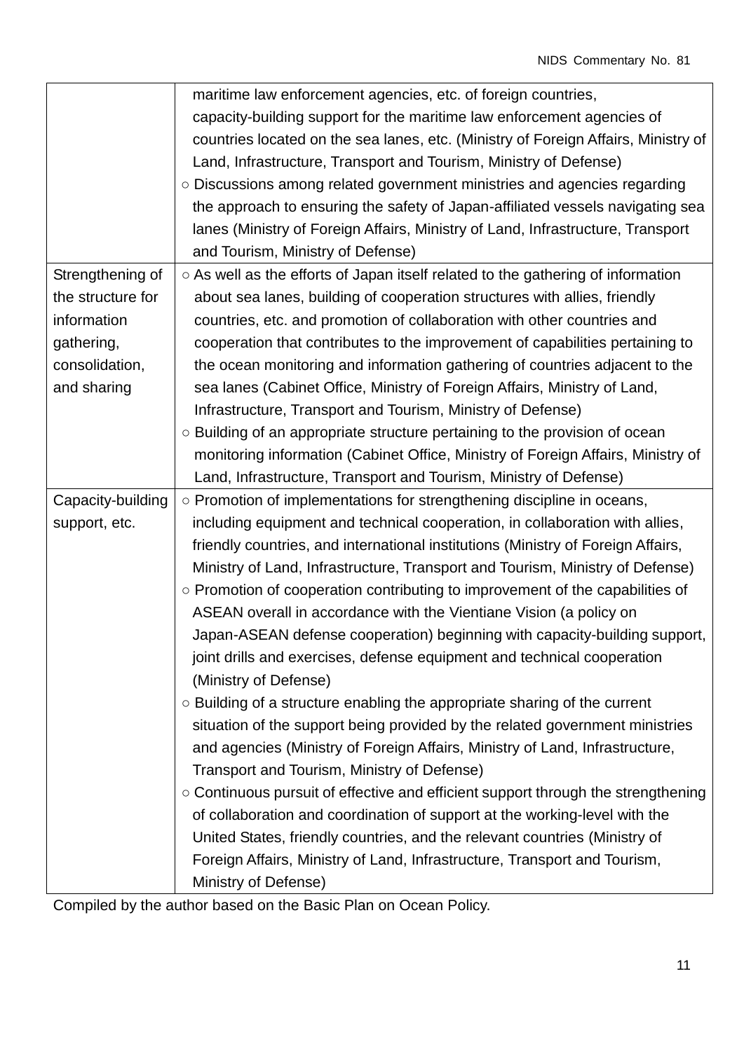| | |
|---|---|
| | maritime law enforcement agencies, etc. of foreign countries, capacity-building support for the maritime law enforcement agencies of countries located on the sea lanes, etc. (Ministry of Foreign Affairs, Ministry of Land, Infrastructure, Transport and Tourism, Ministry of Defense)<br>○ Discussions among related government ministries and agencies regarding the approach to ensuring the safety of Japan-affiliated vessels navigating sea lanes (Ministry of Foreign Affairs, Ministry of Land, Infrastructure, Transport and Tourism, Ministry of Defense) |
| Strengthening of the structure for information gathering, consolidation, and sharing | ○ As well as the efforts of Japan itself related to the gathering of information about sea lanes, building of cooperation structures with allies, friendly countries, etc. and promotion of collaboration with other countries and cooperation that contributes to the improvement of capabilities pertaining to the ocean monitoring and information gathering of countries adjacent to the sea lanes (Cabinet Office, Ministry of Foreign Affairs, Ministry of Land, Infrastructure, Transport and Tourism, Ministry of Defense)<br>○ Building of an appropriate structure pertaining to the provision of ocean monitoring information (Cabinet Office, Ministry of Foreign Affairs, Ministry of Land, Infrastructure, Transport and Tourism, Ministry of Defense) |
| Capacity-building support, etc. | ○ Promotion of implementations for strengthening discipline in oceans, including equipment and technical cooperation, in collaboration with allies, friendly countries, and international institutions (Ministry of Foreign Affairs, Ministry of Land, Infrastructure, Transport and Tourism, Ministry of Defense)<br>○ Promotion of cooperation contributing to improvement of the capabilities of ASEAN overall in accordance with the Vientiane Vision (a policy on Japan-ASEAN defense cooperation) beginning with capacity-building support, joint drills and exercises, defense equipment and technical cooperation (Ministry of Defense)<br>○ Building of a structure enabling the appropriate sharing of the current situation of the support being provided by the related government ministries and agencies (Ministry of Foreign Affairs, Ministry of Land, Infrastructure, Transport and Tourism, Ministry of Defense)<br>○ Continuous pursuit of effective and efficient support through the strengthening of collaboration and coordination of support at the working-level with the United States, friendly countries, and the relevant countries (Ministry of Foreign Affairs, Ministry of Land, Infrastructure, Transport and Tourism, Ministry of Defense) |

Compiled by the author based on the Basic Plan on Ocean Policy.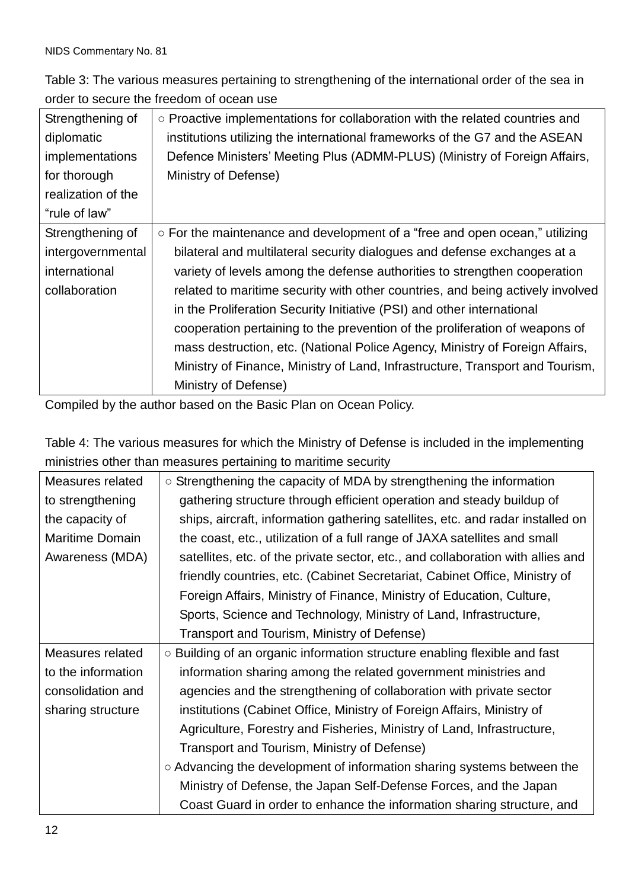Table 3: The various measures pertaining to strengthening of the international order of the sea in order to secure the freedom of ocean use

| | |
|---|---|
| Strengthening of diplomatic implementations for thorough realization of the "rule of law" | ○ Proactive implementations for collaboration with the related countries and institutions utilizing the international frameworks of the G7 and the ASEAN Defence Ministers' Meeting Plus (ADMM-PLUS) (Ministry of Foreign Affairs, Ministry of Defense) |
| Strengthening of intergovernmental international collaboration | ○ For the maintenance and development of a "free and open ocean," utilizing bilateral and multilateral security dialogues and defense exchanges at a variety of levels among the defense authorities to strengthen cooperation related to maritime security with other countries, and being actively involved in the Proliferation Security Initiative (PSI) and other international cooperation pertaining to the prevention of the proliferation of weapons of mass destruction, etc. (National Police Agency, Ministry of Foreign Affairs, Ministry of Finance, Ministry of Land, Infrastructure, Transport and Tourism, Ministry of Defense) |

Compiled by the author based on the Basic Plan on Ocean Policy.

Table 4: The various measures for which the Ministry of Defense is included in the implementing ministries other than measures pertaining to maritime security

| | |
|---|---|
| Measures related to strengthening the capacity of Maritime Domain Awareness (MDA) | ○ Strengthening the capacity of MDA by strengthening the information gathering structure through efficient operation and steady buildup of ships, aircraft, information gathering satellites, etc. and radar installed on the coast, etc., utilization of a full range of JAXA satellites and small satellites, etc. of the private sector, etc., and collaboration with allies and friendly countries, etc. (Cabinet Secretariat, Cabinet Office, Ministry of Foreign Affairs, Ministry of Finance, Ministry of Education, Culture, Sports, Science and Technology, Ministry of Land, Infrastructure, Transport and Tourism, Ministry of Defense) |
| Measures related to the information consolidation and sharing structure | ○ Building of an organic information structure enabling flexible and fast information sharing among the related government ministries and agencies and the strengthening of collaboration with private sector institutions (Cabinet Office, Ministry of Foreign Affairs, Ministry of Agriculture, Forestry and Fisheries, Ministry of Land, Infrastructure, Transport and Tourism, Ministry of Defense)<br>○ Advancing the development of information sharing systems between the Ministry of Defense, the Japan Self-Defense Forces, and the Japan Coast Guard in order to enhance the information sharing structure, and |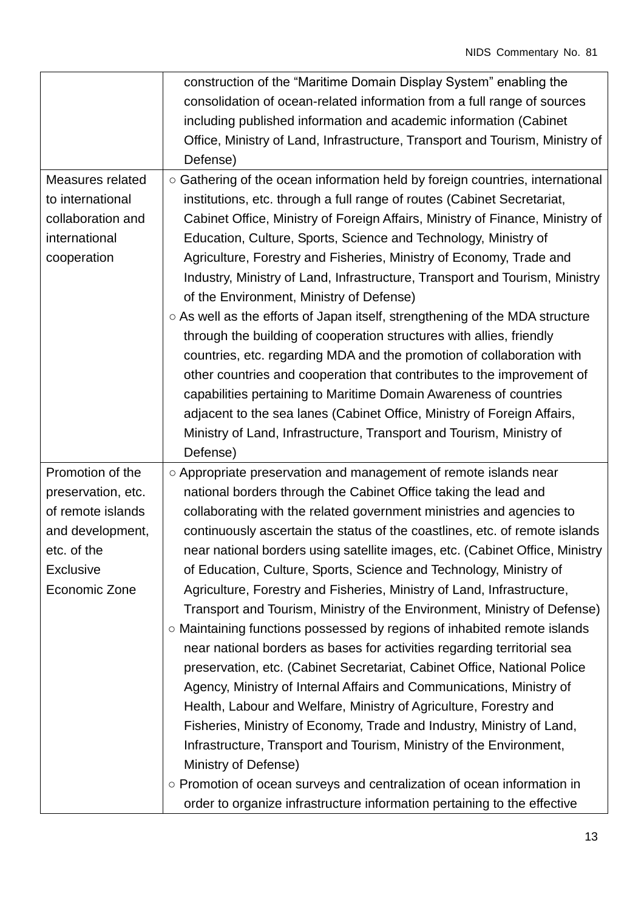| | |
|---|---|
| | construction of the “Maritime Domain Display System” enabling the consolidation of ocean-related information from a full range of sources including published information and academic information (Cabinet Office, Ministry of Land, Infrastructure, Transport and Tourism, Ministry of Defense) |
| Measures related to international collaboration and international cooperation | ○ Gathering of the ocean information held by foreign countries, international institutions, etc. through a full range of routes (Cabinet Secretariat, Cabinet Office, Ministry of Foreign Affairs, Ministry of Finance, Ministry of Education, Culture, Sports, Science and Technology, Ministry of Agriculture, Forestry and Fisheries, Ministry of Economy, Trade and Industry, Ministry of Land, Infrastructure, Transport and Tourism, Ministry of the Environment, Ministry of Defense)<br>○ As well as the efforts of Japan itself, strengthening of the MDA structure through the building of cooperation structures with allies, friendly countries, etc. regarding MDA and the promotion of collaboration with other countries and cooperation that contributes to the improvement of capabilities pertaining to Maritime Domain Awareness of countries adjacent to the sea lanes (Cabinet Office, Ministry of Foreign Affairs, Ministry of Land, Infrastructure, Transport and Tourism, Ministry of Defense) |
| Promotion of the preservation, etc. of remote islands and development, etc. of the Exclusive Economic Zone | ○ Appropriate preservation and management of remote islands near national borders through the Cabinet Office taking the lead and collaborating with the related government ministries and agencies to continuously ascertain the status of the coastlines, etc. of remote islands near national borders using satellite images, etc. (Cabinet Office, Ministry of Education, Culture, Sports, Science and Technology, Ministry of Agriculture, Forestry and Fisheries, Ministry of Land, Infrastructure, Transport and Tourism, Ministry of the Environment, Ministry of Defense)<br>○ Maintaining functions possessed by regions of inhabited remote islands near national borders as bases for activities regarding territorial sea preservation, etc. (Cabinet Secretariat, Cabinet Office, National Police Agency, Ministry of Internal Affairs and Communications, Ministry of Health, Labour and Welfare, Ministry of Agriculture, Forestry and Fisheries, Ministry of Economy, Trade and Industry, Ministry of Land, Infrastructure, Transport and Tourism, Ministry of the Environment, Ministry of Defense)<br>○ Promotion of ocean surveys and centralization of ocean information in order to organize infrastructure information pertaining to the effective |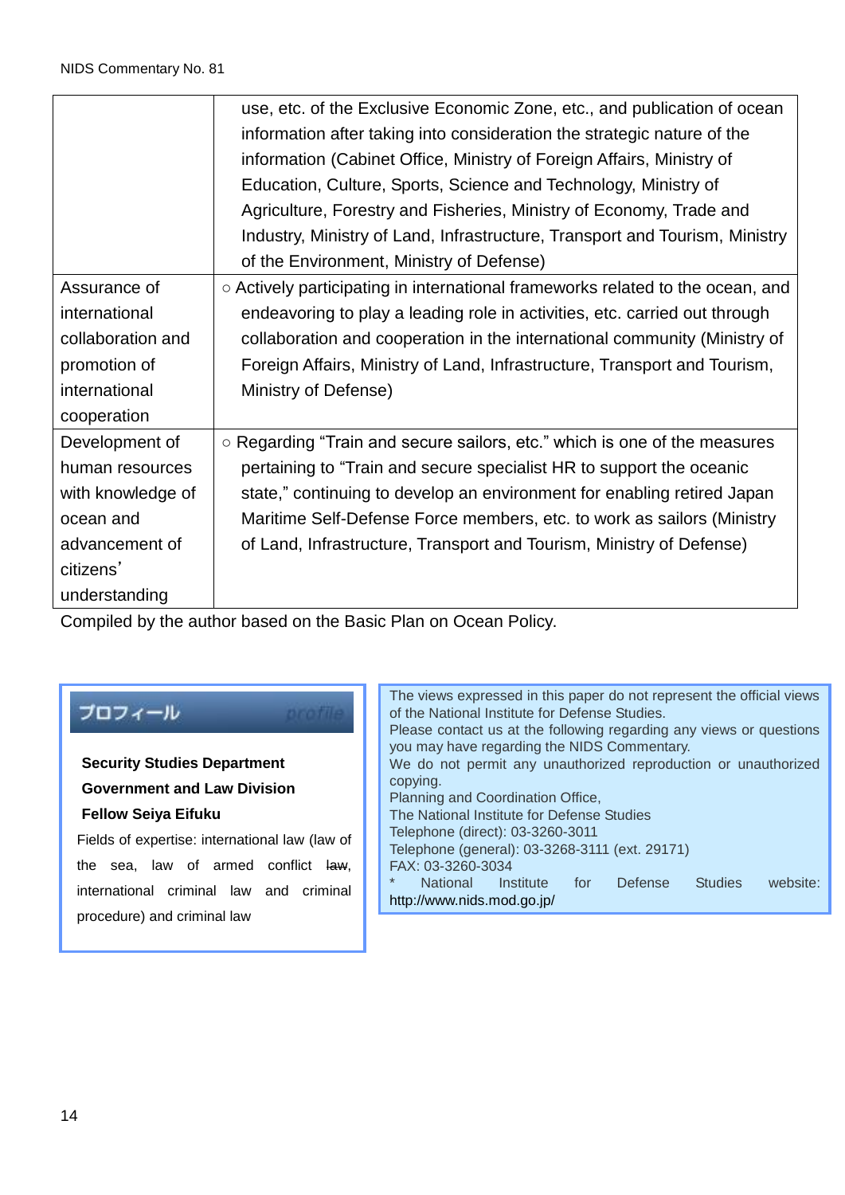| | |
|---|---|
| | use, etc. of the Exclusive Economic Zone, etc., and publication of ocean information after taking into consideration the strategic nature of the information (Cabinet Office, Ministry of Foreign Affairs, Ministry of Education, Culture, Sports, Science and Technology, Ministry of Agriculture, Forestry and Fisheries, Ministry of Economy, Trade and Industry, Ministry of Land, Infrastructure, Transport and Tourism, Ministry of the Environment, Ministry of Defense) |
| Assurance of international collaboration and promotion of international cooperation | ○ Actively participating in international frameworks related to the ocean, and endeavoring to play a leading role in activities, etc. carried out through collaboration and cooperation in the international community (Ministry of Foreign Affairs, Ministry of Land, Infrastructure, Transport and Tourism, Ministry of Defense) |
| Development of human resources with knowledge of ocean and advancement of citizens' understanding | ○ Regarding "Train and secure sailors, etc." which is one of the measures pertaining to "Train and secure specialist HR to support the oceanic state," continuing to develop an environment for enabling retired Japan Maritime Self-Defense Force members, etc. to work as sailors (Ministry of Land, Infrastructure, Transport and Tourism, Ministry of Defense) |

Compiled by the author based on the Basic Plan on Ocean Policy.

**プロフィール** *profile*

**Security Studies Department**
**Government and Law Division**
**Fellow Seiya Eifuku**

Fields of expertise: international law (law of the sea, law of armed conflict ~~law~~, international criminal law and criminal procedure) and criminal law

The views expressed in this paper do not represent the official views of the National Institute for Defense Studies.
Please contact us at the following regarding any views or questions you may have regarding the NIDS Commentary.
We do not permit any unauthorized reproduction or unauthorized copying.
Planning and Coordination Office,
The National Institute for Defense Studies
Telephone (direct): 03-3260-3011
Telephone (general): 03-3268-3111 (ext. 29171)
FAX: 03-3260-3034
* National Institute for Defense Studies website: http://www.nids.mod.go.jp/